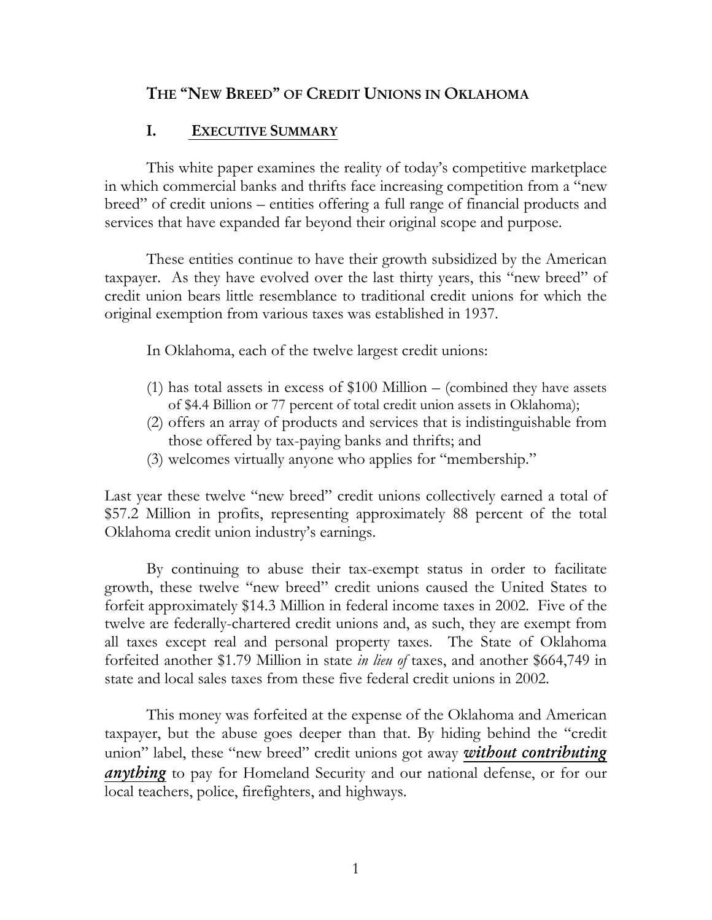# THE "NEW BREED" OF CREDIT UNIONS IN OKLAHOMA

## I. EXECUTIVE SUMMARY

This white paper examines the reality of today's competitive marketplace in which commercial banks and thrifts face increasing competition from a "new breed" of credit unions – entities offering a full range of financial products and services that have expanded far beyond their original scope and purpose.

These entities continue to have their growth subsidized by the American taxpayer. As they have evolved over the last thirty years, this "new breed" of credit union bears little resemblance to traditional credit unions for which the original exemption from various taxes was established in 1937.

In Oklahoma, each of the twelve largest credit unions:

(1) has total assets in excess of $100 Million – (combined they have assets of $4.4 Billion or 77 percent of total credit union assets in Oklahoma);
(2) offers an array of products and services that is indistinguishable from those offered by tax-paying banks and thrifts; and
(3) welcomes virtually anyone who applies for "membership."

Last year these twelve "new breed" credit unions collectively earned a total of $57.2 Million in profits, representing approximately 88 percent of the total Oklahoma credit union industry's earnings.

By continuing to abuse their tax-exempt status in order to facilitate growth, these twelve "new breed" credit unions caused the United States to forfeit approximately $14.3 Million in federal income taxes in 2002. Five of the twelve are federally-chartered credit unions and, as such, they are exempt from all taxes except real and personal property taxes. The State of Oklahoma forfeited another $1.79 Million in state *in lieu of* taxes, and another $664,749 in state and local sales taxes from these five federal credit unions in 2002.

This money was forfeited at the expense of the Oklahoma and American taxpayer, but the abuse goes deeper than that. By hiding behind the "credit union" label, these "new breed" credit unions got away ***without contributing anything*** to pay for Homeland Security and our national defense, or for our local teachers, police, firefighters, and highways.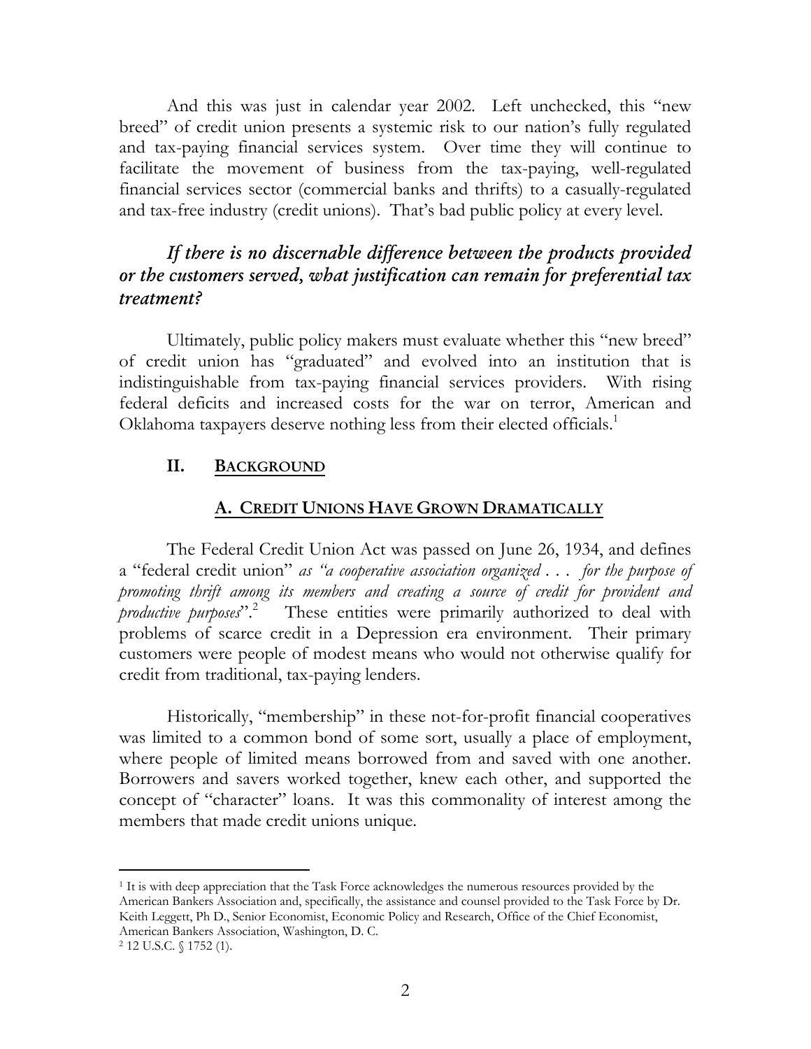And this was just in calendar year 2002. Left unchecked, this "new breed" of credit union presents a systemic risk to our nation's fully regulated and tax-paying financial services system. Over time they will continue to facilitate the movement of business from the tax-paying, well-regulated financial services sector (commercial banks and thrifts) to a casually-regulated and tax-free industry (credit unions). That's bad public policy at every level.

### *If there is no discernable difference between the products provided or the customers served, what justification can remain for preferential tax treatment?*

Ultimately, public policy makers must evaluate whether this "new breed" of credit union has "graduated" and evolved into an institution that is indistinguishable from tax-paying financial services providers. With rising federal deficits and increased costs for the war on terror, American and Oklahoma taxpayers deserve nothing less from their elected officials.[1]

## II. BACKGROUND

### A. CREDIT UNIONS HAVE GROWN DRAMATICALLY

The Federal Credit Union Act was passed on June 26, 1934, and defines a "federal credit union" *as "a cooperative association organized . . . for the purpose of promoting thrift among its members and creating a source of credit for provident and productive purposes*".[2] These entities were primarily authorized to deal with problems of scarce credit in a Depression era environment. Their primary customers were people of modest means who would not otherwise qualify for credit from traditional, tax-paying lenders.

Historically, "membership" in these not-for-profit financial cooperatives was limited to a common bond of some sort, usually a place of employment, where people of limited means borrowed from and saved with one another. Borrowers and savers worked together, knew each other, and supported the concept of "character" loans. It was this commonality of interest among the members that made credit unions unique.

---

[1] It is with deep appreciation that the Task Force acknowledges the numerous resources provided by the American Bankers Association and, specifically, the assistance and counsel provided to the Task Force by Dr. Keith Leggett, Ph D., Senior Economist, Economic Policy and Research, Office of the Chief Economist, American Bankers Association, Washington, D. C.

[2] 12 U.S.C. § 1752 (1).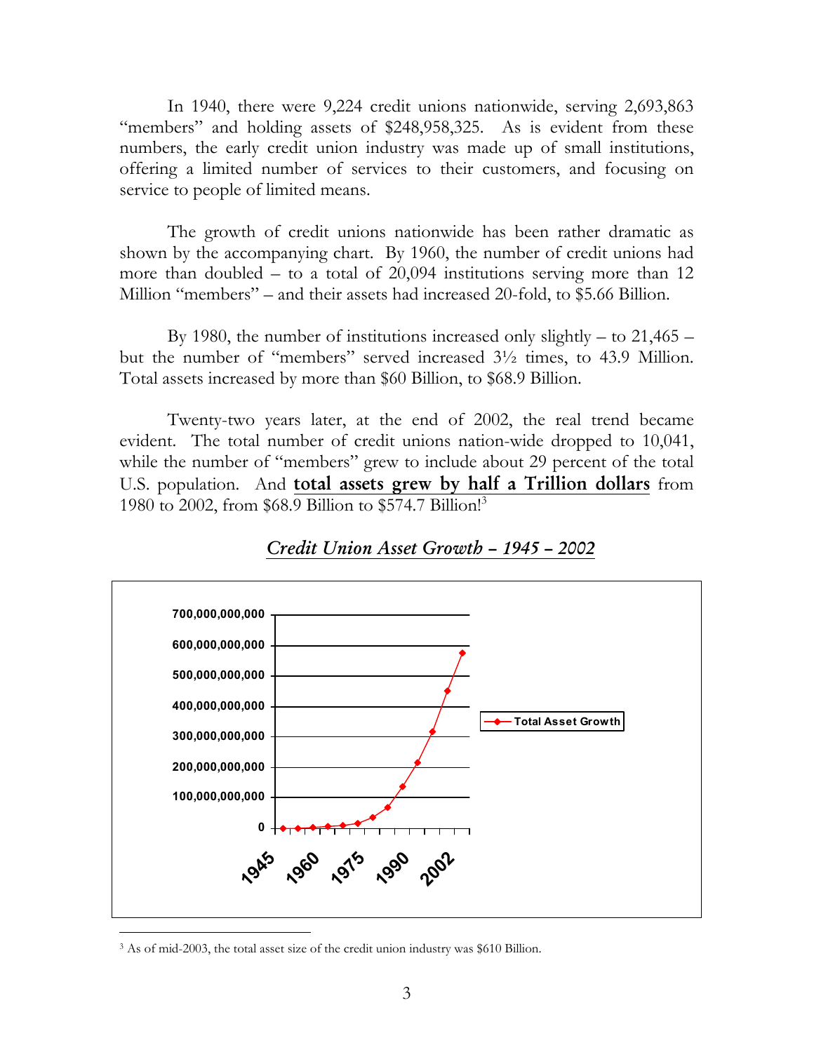In 1940, there were 9,224 credit unions nationwide, serving 2,693,863 "members" and holding assets of $248,958,325. As is evident from these numbers, the early credit union industry was made up of small institutions, offering a limited number of services to their customers, and focusing on service to people of limited means.

The growth of credit unions nationwide has been rather dramatic as shown by the accompanying chart. By 1960, the number of credit unions had more than doubled – to a total of 20,094 institutions serving more than 12 Million "members" – and their assets had increased 20-fold, to $5.66 Billion.

By 1980, the number of institutions increased only slightly – to 21,465 – but the number of "members" served increased 3½ times, to 43.9 Million. Total assets increased by more than $60 Billion, to $68.9 Billion.

Twenty-two years later, at the end of 2002, the real trend became evident. The total number of credit unions nation-wide dropped to 10,041, while the number of "members" grew to include about 29 percent of the total U.S. population. And **total assets grew by half a Trillion dollars** from 1980 to 2002, from $68.9 Billion to $574.7 Billion![3]

*Credit Union Asset Growth – 1945 – 2002*

[3] As of mid-2003, the total asset size of the credit union industry was $610 Billion.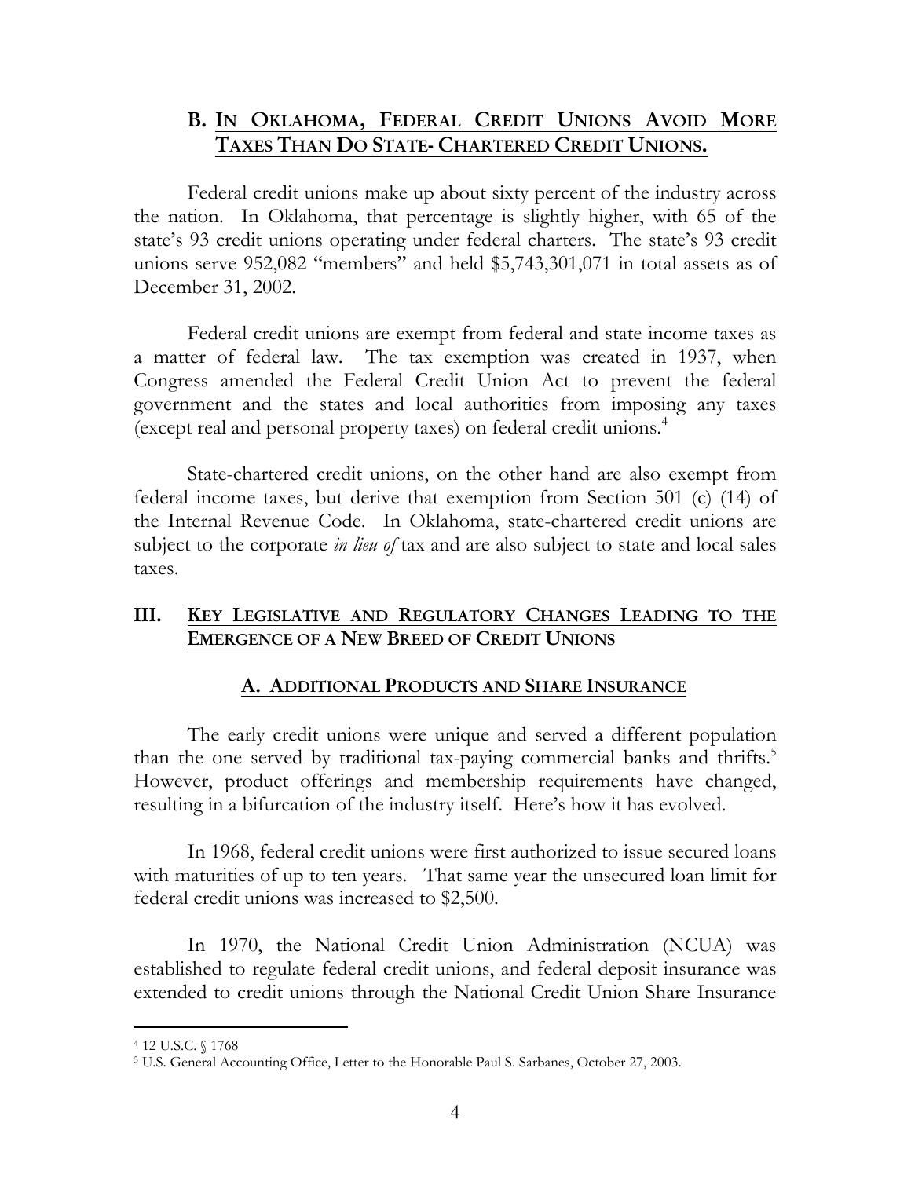### B. IN OKLAHOMA, FEDERAL CREDIT UNIONS AVOID MORE TAXES THAN DO STATE- CHARTERED CREDIT UNIONS.

Federal credit unions make up about sixty percent of the industry across the nation. In Oklahoma, that percentage is slightly higher, with 65 of the state's 93 credit unions operating under federal charters. The state's 93 credit unions serve 952,082 "members" and held $5,743,301,071 in total assets as of December 31, 2002.

Federal credit unions are exempt from federal and state income taxes as a matter of federal law. The tax exemption was created in 1937, when Congress amended the Federal Credit Union Act to prevent the federal government and the states and local authorities from imposing any taxes (except real and personal property taxes) on federal credit unions.[4]

State-chartered credit unions, on the other hand are also exempt from federal income taxes, but derive that exemption from Section 501 (c) (14) of the Internal Revenue Code. In Oklahoma, state-chartered credit unions are subject to the corporate *in lieu of* tax and are also subject to state and local sales taxes.

## III. KEY LEGISLATIVE AND REGULATORY CHANGES LEADING TO THE EMERGENCE OF A NEW BREED OF CREDIT UNIONS

### A. ADDITIONAL PRODUCTS AND SHARE INSURANCE

The early credit unions were unique and served a different population than the one served by traditional tax-paying commercial banks and thrifts.[5] However, product offerings and membership requirements have changed, resulting in a bifurcation of the industry itself. Here's how it has evolved.

In 1968, federal credit unions were first authorized to issue secured loans with maturities of up to ten years. That same year the unsecured loan limit for federal credit unions was increased to $2,500.

In 1970, the National Credit Union Administration (NCUA) was established to regulate federal credit unions, and federal deposit insurance was extended to credit unions through the National Credit Union Share Insurance

---

[4] 12 U.S.C. § 1768

[5] U.S. General Accounting Office, Letter to the Honorable Paul S. Sarbanes, October 27, 2003.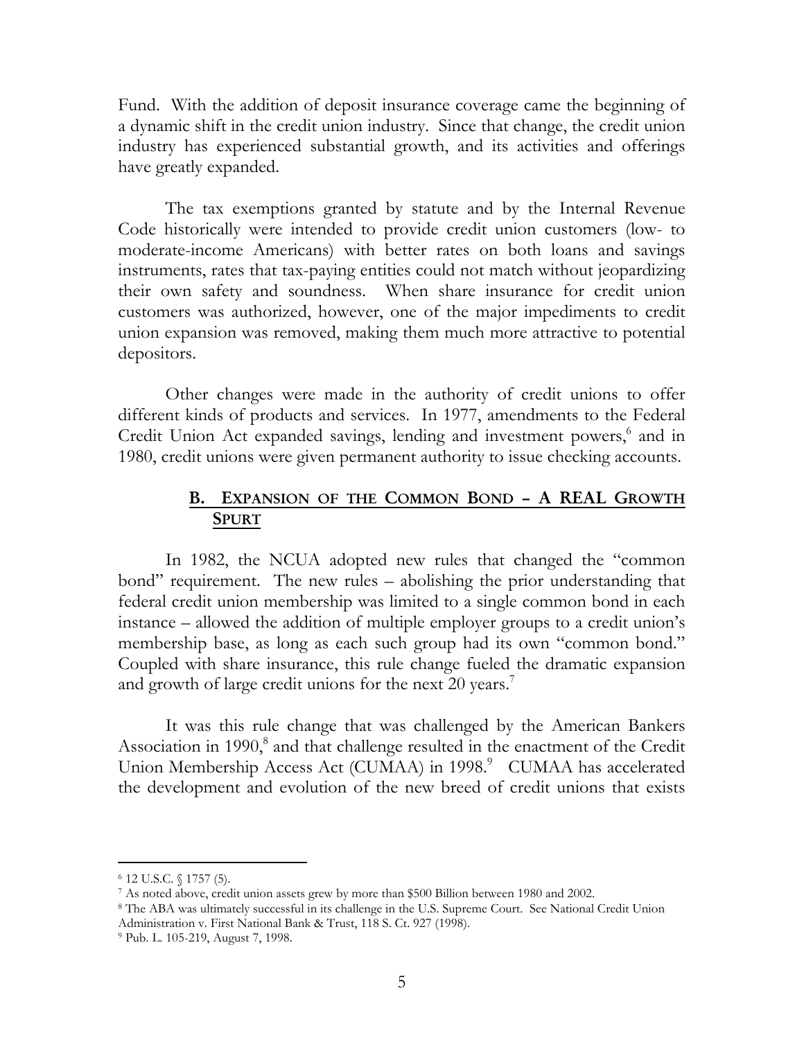Fund. With the addition of deposit insurance coverage came the beginning of a dynamic shift in the credit union industry. Since that change, the credit union industry has experienced substantial growth, and its activities and offerings have greatly expanded.

The tax exemptions granted by statute and by the Internal Revenue Code historically were intended to provide credit union customers (low- to moderate-income Americans) with better rates on both loans and savings instruments, rates that tax-paying entities could not match without jeopardizing their own safety and soundness. When share insurance for credit union customers was authorized, however, one of the major impediments to credit union expansion was removed, making them much more attractive to potential depositors.

Other changes were made in the authority of credit unions to offer different kinds of products and services. In 1977, amendments to the Federal Credit Union Act expanded savings, lending and investment powers,[6] and in 1980, credit unions were given permanent authority to issue checking accounts.

### B. EXPANSION OF THE COMMON BOND – A REAL GROWTH SPURT

In 1982, the NCUA adopted new rules that changed the "common bond" requirement. The new rules – abolishing the prior understanding that federal credit union membership was limited to a single common bond in each instance – allowed the addition of multiple employer groups to a credit union's membership base, as long as each such group had its own "common bond." Coupled with share insurance, this rule change fueled the dramatic expansion and growth of large credit unions for the next 20 years.[7]

It was this rule change that was challenged by the American Bankers Association in 1990,[8] and that challenge resulted in the enactment of the Credit Union Membership Access Act (CUMAA) in 1998.[9] CUMAA has accelerated the development and evolution of the new breed of credit unions that exists

---

[6] 12 U.S.C. § 1757 (5).

[7] As noted above, credit union assets grew by more than $500 Billion between 1980 and 2002.

[8] The ABA was ultimately successful in its challenge in the U.S. Supreme Court. See National Credit Union Administration v. First National Bank & Trust, 118 S. Ct. 927 (1998).

[9] Pub. L. 105-219, August 7, 1998.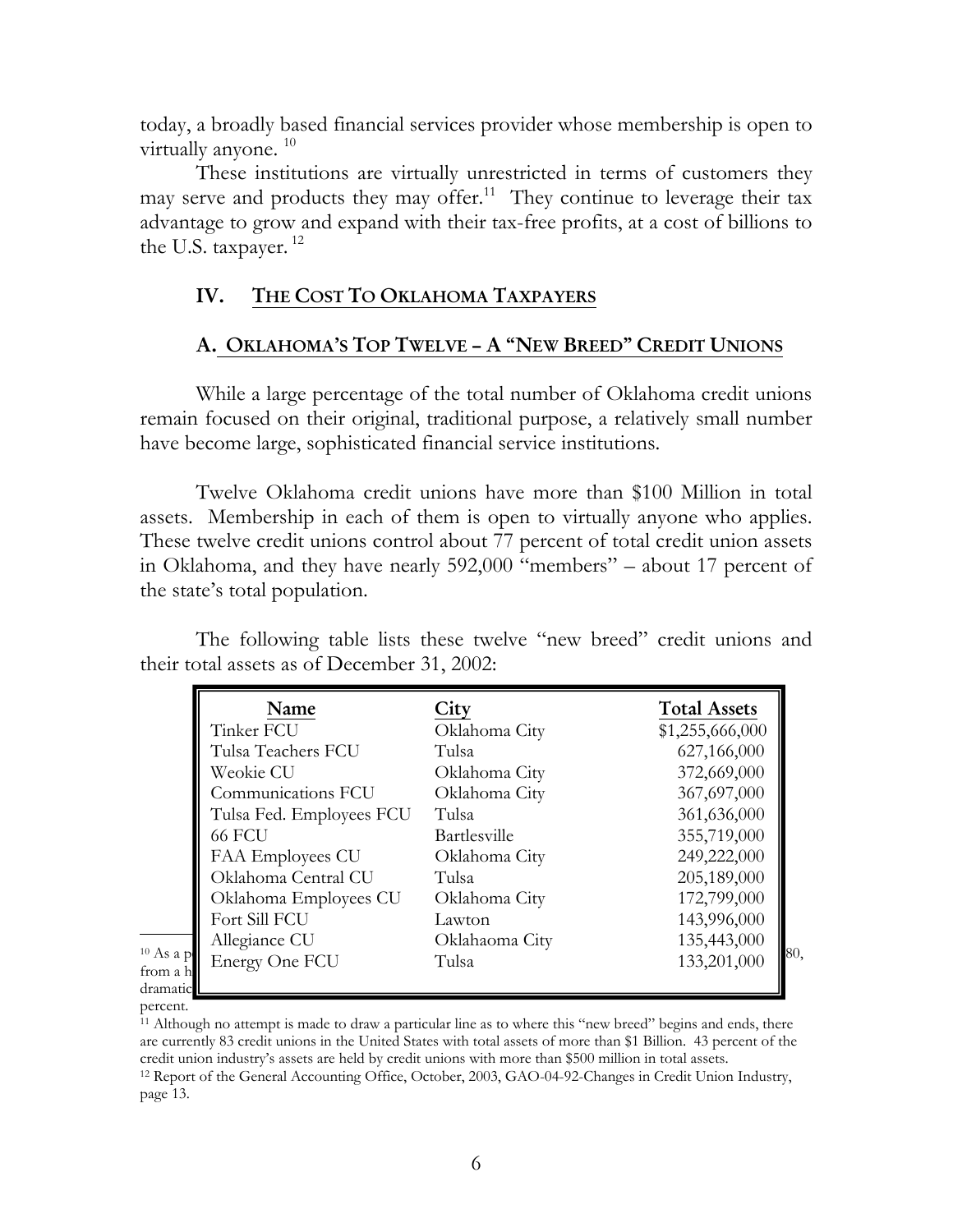today, a broadly based financial services provider whose membership is open to virtually anyone. [10]

These institutions are virtually unrestricted in terms of customers they may serve and products they may offer.[11] They continue to leverage their tax advantage to grow and expand with their tax-free profits, at a cost of billions to the U.S. taxpayer. [12]

## IV. THE COST TO OKLAHOMA TAXPAYERS

### A. OKLAHOMA'S TOP TWELVE – A "NEW BREED" CREDIT UNIONS

While a large percentage of the total number of Oklahoma credit unions remain focused on their original, traditional purpose, a relatively small number have become large, sophisticated financial service institutions.

Twelve Oklahoma credit unions have more than $100 Million in total assets. Membership in each of them is open to virtually anyone who applies. These twelve credit unions control about 77 percent of total credit union assets in Oklahoma, and they have nearly 592,000 "members" – about 17 percent of the state's total population.

The following table lists these twelve "new breed" credit unions and their total assets as of December 31, 2002:

| Name | City | Total Assets |
|---|---|---|
| Tinker FCU | Oklahoma City | $1,255,666,000 |
| Tulsa Teachers FCU | Tulsa | 627,166,000 |
| Weokie CU | Oklahoma City | 372,669,000 |
| Communications FCU | Oklahoma City | 367,697,000 |
| Tulsa Fed. Employees FCU | Tulsa | 361,636,000 |
| 66 FCU | Bartlesville | 355,719,000 |
| FAA Employees CU | Oklahoma City | 249,222,000 |
| Oklahoma Central CU | Tulsa | 205,189,000 |
| Oklahoma Employees CU | Oklahoma City | 172,799,000 |
| Fort Sill FCU | Lawton | 143,996,000 |
| Allegiance CU | Oklahaoma City | 135,443,000 |
| Energy One FCU | Tulsa | 133,201,000 |

[10] As a p... 80, from a h... dramatic... percent.

[11] Although no attempt is made to draw a particular line as to where this "new breed" begins and ends, there are currently 83 credit unions in the United States with total assets of more than $1 Billion. 43 percent of the credit union industry's assets are held by credit unions with more than $500 million in total assets.

[12] Report of the General Accounting Office, October, 2003, GAO-04-92-Changes in Credit Union Industry, page 13.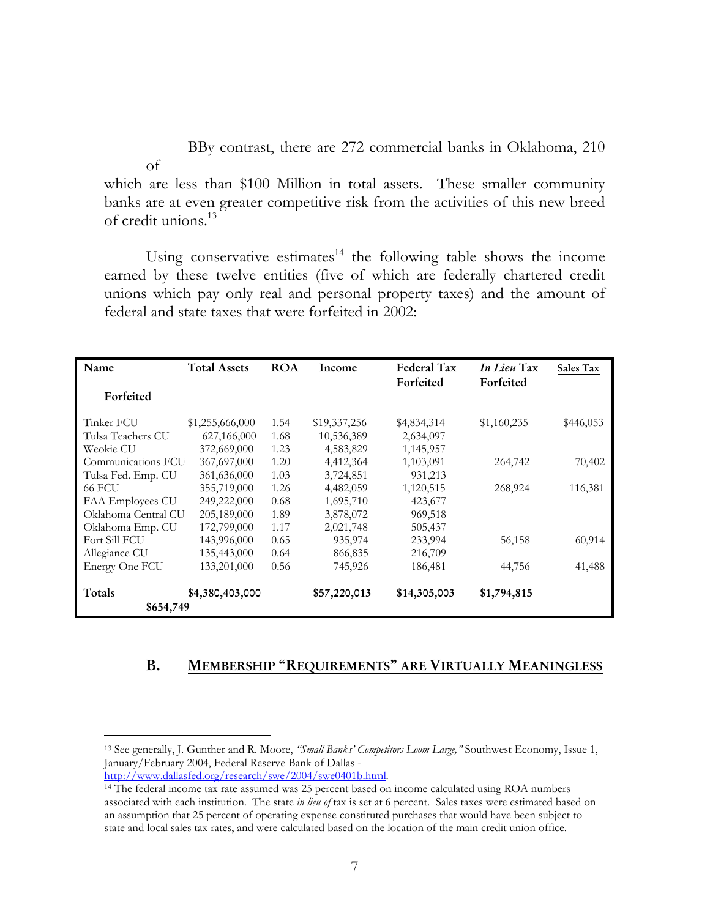BBy contrast, there are 272 commercial banks in Oklahoma, 210 of which are less than $100 Million in total assets. These smaller community banks are at even greater competitive risk from the activities of this new breed of credit unions.[13]

Using conservative estimates[14] the following table shows the income earned by these twelve entities (five of which are federally chartered credit unions which pay only real and personal property taxes) and the amount of federal and state taxes that were forfeited in 2002:

| Name | Total Assets | ROA | Income | Federal Tax Forfeited | *In Lieu* Tax Forfeited | Sales Tax Forfeited |
|---|---|---|---|---|---|---|
| Tinker FCU | $1,255,666,000 | 1.54 | $19,337,256 | $4,834,314 | $1,160,235 | $446,053 |
| Tulsa Teachers CU | 627,166,000 | 1.68 | 10,536,389 | 2,634,097 | | |
| Weokie CU | 372,669,000 | 1.23 | 4,583,829 | 1,145,957 | | |
| Communications FCU | 367,697,000 | 1.20 | 4,412,364 | 1,103,091 | 264,742 | 70,402 |
| Tulsa Fed. Emp. CU | 361,636,000 | 1.03 | 3,724,851 | 931,213 | | |
| 66 FCU | 355,719,000 | 1.26 | 4,482,059 | 1,120,515 | 268,924 | 116,381 |
| FAA Employees CU | 249,222,000 | 0.68 | 1,695,710 | 423,677 | | |
| Oklahoma Central CU | 205,189,000 | 1.89 | 3,878,072 | 969,518 | | |
| Oklahoma Emp. CU | 172,799,000 | 1.17 | 2,021,748 | 505,437 | | |
| Fort Sill FCU | 143,996,000 | 0.65 | 935,974 | 233,994 | 56,158 | 60,914 |
| Allegiance CU | 135,443,000 | 0.64 | 866,835 | 216,709 | | |
| Energy One FCU | 133,201,000 | 0.56 | 745,926 | 186,481 | 44,756 | 41,488 |
| **Totals** | **$4,380,403,000** | | **$57,220,013** | **$14,305,003** | **$1,794,815** | **$654,749** |

## B. MEMBERSHIP "REQUIREMENTS" ARE VIRTUALLY MEANINGLESS

---

[13] See generally, J. Gunther and R. Moore, *"Small Banks' Competitors Loom Large,"* Southwest Economy, Issue 1, January/February 2004, Federal Reserve Bank of Dallas - http://www.dallasfed.org/research/swe/2004/swe0401b.html.

[14] The federal income tax rate assumed was 25 percent based on income calculated using ROA numbers associated with each institution. The state *in lieu of* tax is set at 6 percent. Sales taxes were estimated based on an assumption that 25 percent of operating expense constituted purchases that would have been subject to state and local sales tax rates, and were calculated based on the location of the main credit union office.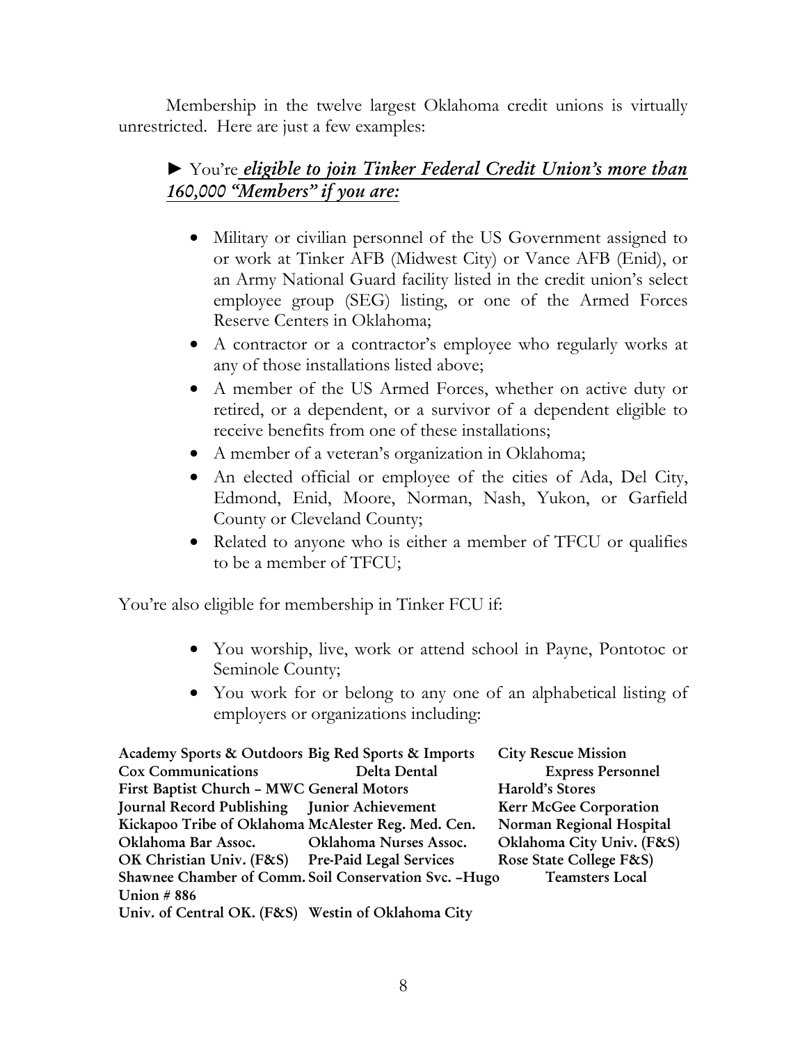Membership in the twelve largest Oklahoma credit unions is virtually unrestricted. Here are just a few examples:

► You're ***eligible to join Tinker Federal Credit Union's more than 160,000 "Members" if you are:***

- Military or civilian personnel of the US Government assigned to or work at Tinker AFB (Midwest City) or Vance AFB (Enid), or an Army National Guard facility listed in the credit union's select employee group (SEG) listing, or one of the Armed Forces Reserve Centers in Oklahoma;
- A contractor or a contractor's employee who regularly works at any of those installations listed above;
- A member of the US Armed Forces, whether on active duty or retired, or a dependent, or a survivor of a dependent eligible to receive benefits from one of these installations;
- A member of a veteran's organization in Oklahoma;
- An elected official or employee of the cities of Ada, Del City, Edmond, Enid, Moore, Norman, Nash, Yukon, or Garfield County or Cleveland County;
- Related to anyone who is either a member of TFCU or qualifies to be a member of TFCU;

You're also eligible for membership in Tinker FCU if:

- You worship, live, work or attend school in Payne, Pontotoc or Seminole County;
- You work for or belong to any one of an alphabetical listing of employers or organizations including:

**Academy Sports & Outdoors Big Red Sports & Imports City Rescue Mission Cox Communications Delta Dental Express Personnel First Baptist Church – MWC General Motors Harold's Stores Journal Record Publishing Junior Achievement Kerr McGee Corporation Kickapoo Tribe of Oklahoma McAlester Reg. Med. Cen. Norman Regional Hospital Oklahoma Bar Assoc. Oklahoma Nurses Assoc. Oklahoma City Univ. (F&S) OK Christian Univ. (F&S) Pre-Paid Legal Services Rose State College F&S) Shawnee Chamber of Comm. Soil Conservation Svc. –Hugo Teamsters Local Union # 886 Univ. of Central OK. (F&S) Westin of Oklahoma City**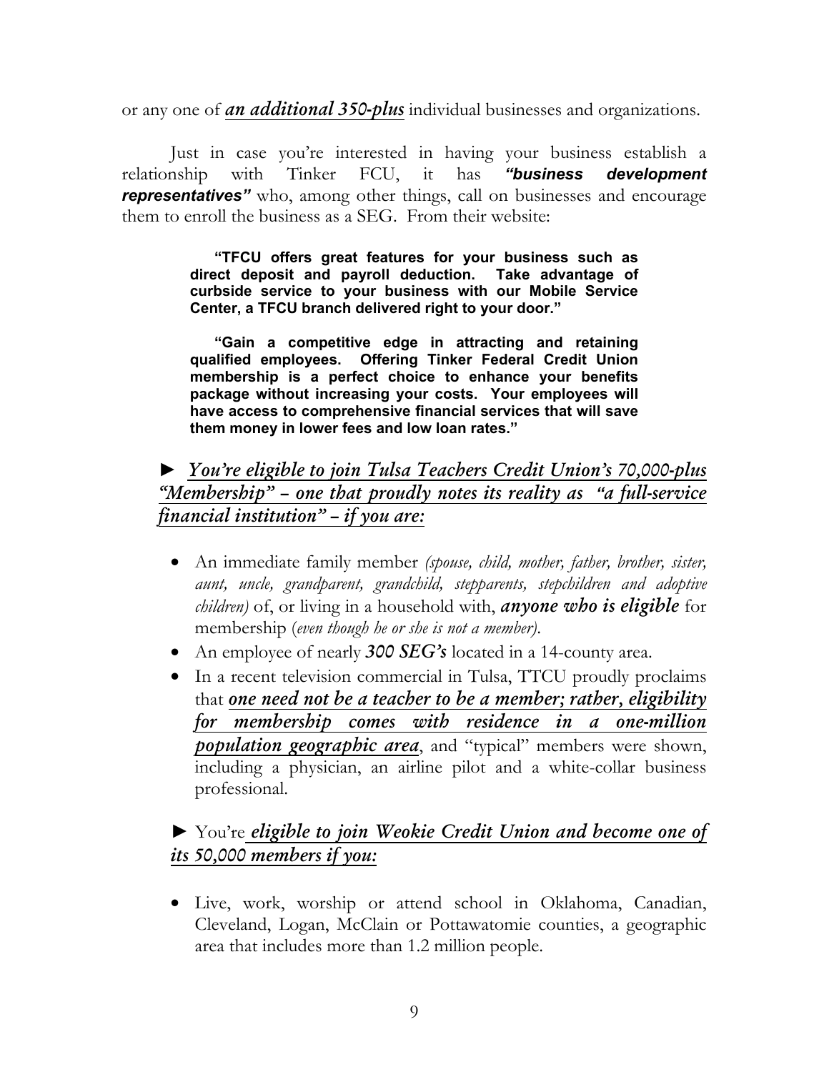or any one of ***an additional 350-plus*** individual businesses and organizations.

Just in case you're interested in having your business establish a relationship with Tinker FCU, it has ***"business development representatives"*** who, among other things, call on businesses and encourage them to enroll the business as a SEG. From their website:

> **"TFCU offers great features for your business such as direct deposit and payroll deduction. Take advantage of curbside service to your business with our Mobile Service Center, a TFCU branch delivered right to your door."**
>
> **"Gain a competitive edge in attracting and retaining qualified employees. Offering Tinker Federal Credit Union membership is a perfect choice to enhance your benefits package without increasing your costs. Your employees will have access to comprehensive financial services that will save them money in lower fees and low loan rates."**

► *You're eligible to join Tulsa Teachers Credit Union's 70,000-plus "Membership" – one that proudly notes its reality as "a full-service financial institution" – if you are:*

- An immediate family member *(spouse, child, mother, father, brother, sister, aunt, uncle, grandparent, grandchild, stepparents, stepchildren and adoptive children)* of, or living in a household with, ***anyone who is eligible*** for membership (*even though he or she is not a member).*
- An employee of nearly ***300 SEG's*** located in a 14-county area.
- In a recent television commercial in Tulsa, TTCU proudly proclaims that ***one need not be a teacher to be a member; rather, eligibility for membership comes with residence in a one-million population geographic area***, and "typical" members were shown, including a physician, an airline pilot and a white-collar business professional.

► You're ***eligible to join Weokie Credit Union and become one of its 50,000 members if you:***

- Live, work, worship or attend school in Oklahoma, Canadian, Cleveland, Logan, McClain or Pottawatomie counties, a geographic area that includes more than 1.2 million people.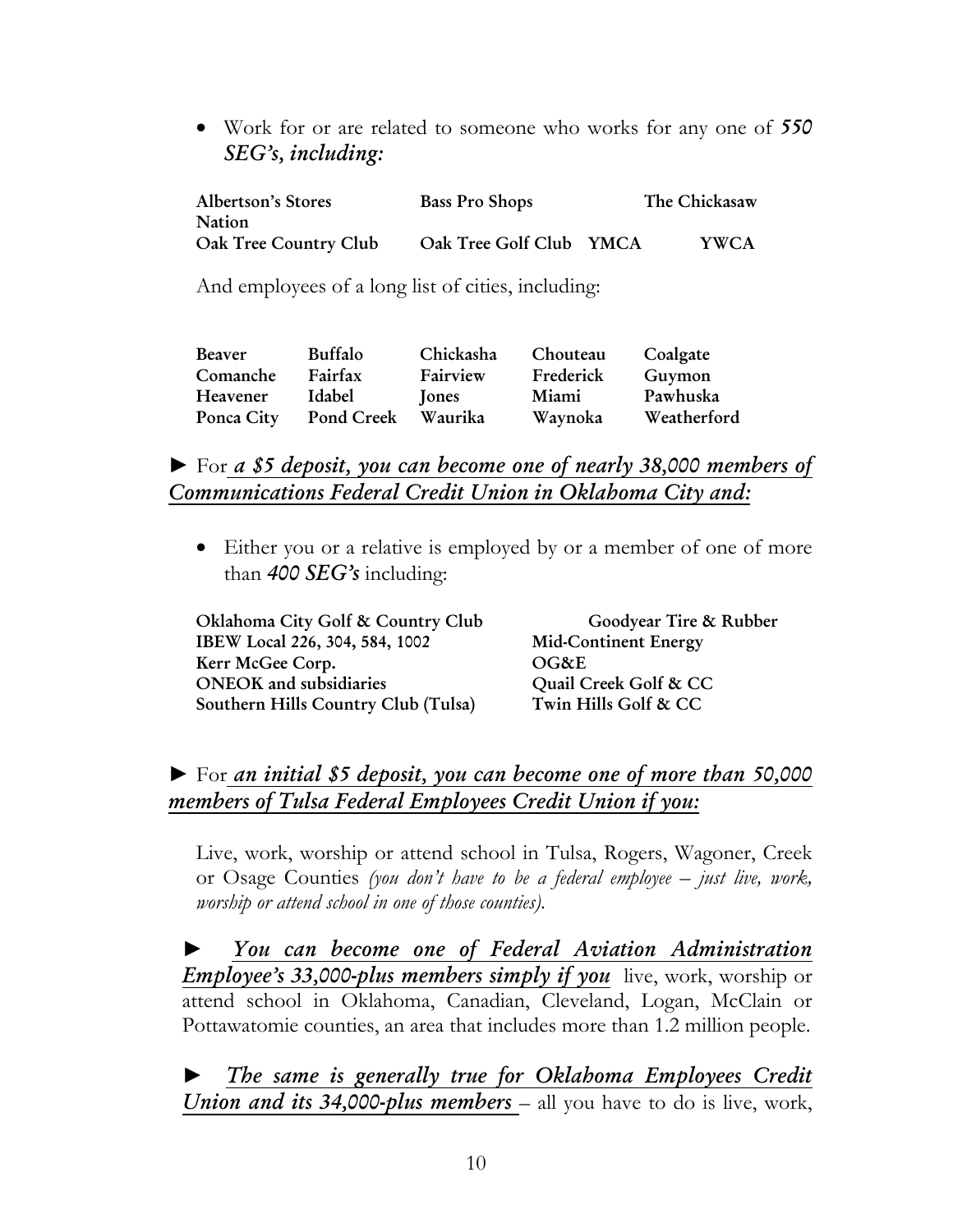- Work for or are related to someone who works for any one of ***550 SEG's, including:***

| | | |
|---|---|---|
| **Albertson's Stores** | **Bass Pro Shops** | **The Chickasaw Nation** |
| **Oak Tree Country Club** | **Oak Tree Golf Club** | **YMCA** |
| **YWCA** | | |

And employees of a long list of cities, including:

| | | | | |
|---|---|---|---|---|
| **Beaver** | **Buffalo** | **Chickasha** | **Chouteau** | **Coalgate** |
| **Comanche** | **Fairfax** | **Fairview** | **Frederick** | **Guymon** |
| **Heavener** | **Idabel** | **Jones** | **Miami** | **Pawhuska** |
| **Ponca City** | **Pond Creek** | **Waurika** | **Waynoka** | **Weatherford** |

► For ***a $5 deposit, you can become one of nearly 38,000 members of Communications Federal Credit Union in Oklahoma City and:***

- Either you or a relative is employed by or a member of one of more than ***400 SEG's*** including:

| | |
|---|---|
| **Oklahoma City Golf & Country Club** | **Goodyear Tire & Rubber** |
| **IBEW Local 226, 304, 584, 1002** | **Mid-Continent Energy** |
| **Kerr McGee Corp.** | **OG&E** |
| **ONEOK and subsidiaries** | **Quail Creek Golf & CC** |
| **Southern Hills Country Club (Tulsa)** | **Twin Hills Golf & CC** |

► For ***an initial $5 deposit, you can become one of more than 50,000 members of Tulsa Federal Employees Credit Union if you:***

Live, work, worship or attend school in Tulsa, Rogers, Wagoner, Creek or Osage Counties *(you don't have to be a federal employee – just live, work, worship or attend school in one of those counties).*

► ***You can become one of Federal Aviation Administration Employee's 33,000-plus members simply if you*** live, work, worship or attend school in Oklahoma, Canadian, Cleveland, Logan, McClain or Pottawatomie counties, an area that includes more than 1.2 million people.

► ***The same is generally true for Oklahoma Employees Credit Union and its 34,000-plus members*** – all you have to do is live, work,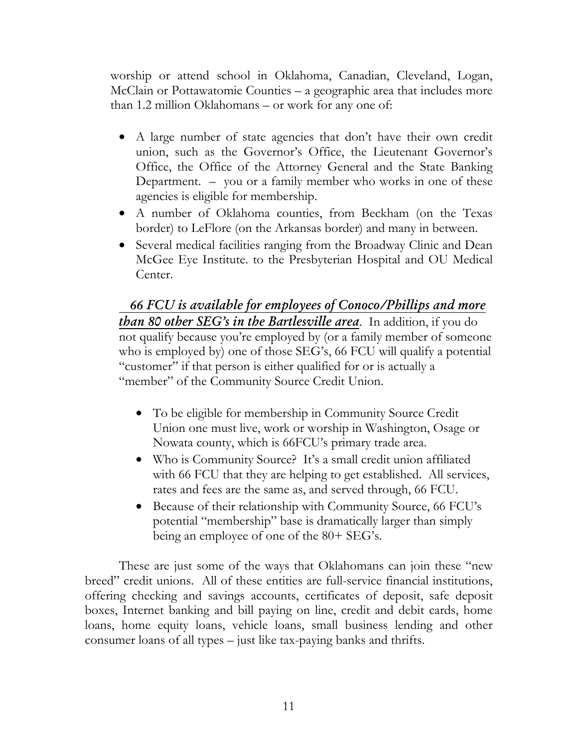worship or attend school in Oklahoma, Canadian, Cleveland, Logan, McClain or Pottawatomie Counties – a geographic area that includes more than 1.2 million Oklahomans – or work for any one of:

- A large number of state agencies that don't have their own credit union, such as the Governor's Office, the Lieutenant Governor's Office, the Office of the Attorney General and the State Banking Department. – you or a family member who works in one of these agencies is eligible for membership.
- A number of Oklahoma counties, from Beckham (on the Texas border) to LeFlore (on the Arkansas border) and many in between.
- Several medical facilities ranging from the Broadway Clinic and Dean McGee Eye Institute. to the Presbyterian Hospital and OU Medical Center.

***66 FCU is available for employees of Conoco/Phillips and more than 80 other SEG's in the Bartlesville area***. In addition, if you do not qualify because you're employed by (or a family member of someone who is employed by) one of those SEG's, 66 FCU will qualify a potential "customer" if that person is either qualified for or is actually a "member" of the Community Source Credit Union.

- To be eligible for membership in Community Source Credit Union one must live, work or worship in Washington, Osage or Nowata county, which is 66FCU's primary trade area.
- Who is Community Source? It's a small credit union affiliated with 66 FCU that they are helping to get established. All services, rates and fees are the same as, and served through, 66 FCU.
- Because of their relationship with Community Source, 66 FCU's potential "membership" base is dramatically larger than simply being an employee of one of the 80+ SEG's.

These are just some of the ways that Oklahomans can join these "new breed" credit unions. All of these entities are full-service financial institutions, offering checking and savings accounts, certificates of deposit, safe deposit boxes, Internet banking and bill paying on line, credit and debit cards, home loans, home equity loans, vehicle loans, small business lending and other consumer loans of all types – just like tax-paying banks and thrifts.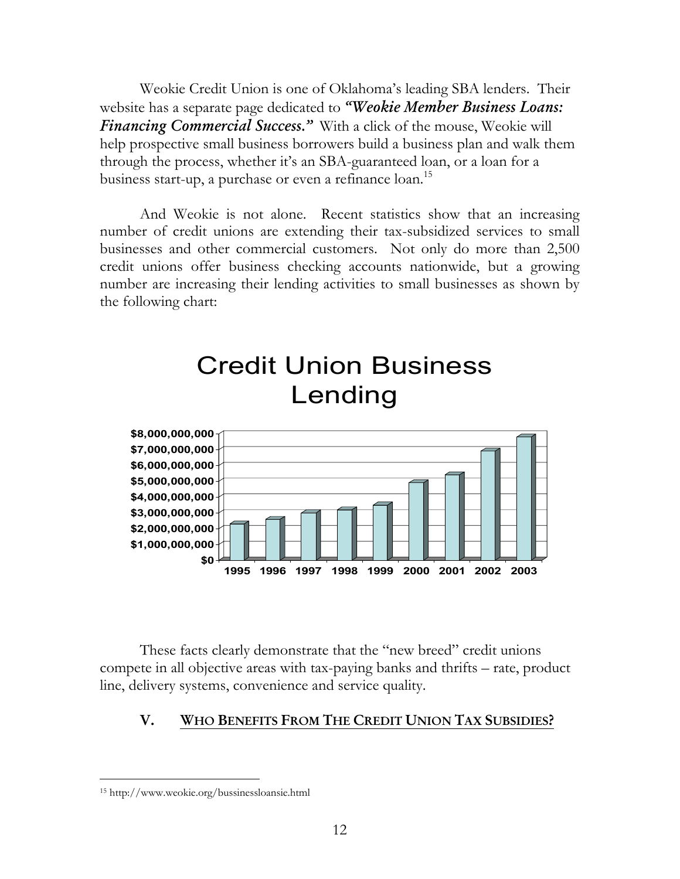Weokie Credit Union is one of Oklahoma's leading SBA lenders. Their website has a separate page dedicated to ***"Weokie Member Business Loans: Financing Commercial Success."*** With a click of the mouse, Weokie will help prospective small business borrowers build a business plan and walk them through the process, whether it's an SBA-guaranteed loan, or a loan for a business start-up, a purchase or even a refinance loan.[15]

And Weokie is not alone. Recent statistics show that an increasing number of credit unions are extending their tax-subsidized services to small businesses and other commercial customers. Not only do more than 2,500 credit unions offer business checking accounts nationwide, but a growing number are increasing their lending activities to small businesses as shown by the following chart:

Credit Union Business Lending

These facts clearly demonstrate that the "new breed" credit unions compete in all objective areas with tax-paying banks and thrifts – rate, product line, delivery systems, convenience and service quality.

## V. WHO BENEFITS FROM THE CREDIT UNION TAX SUBSIDIES?

[15] http://www.weokie.org/bussinessloansie.html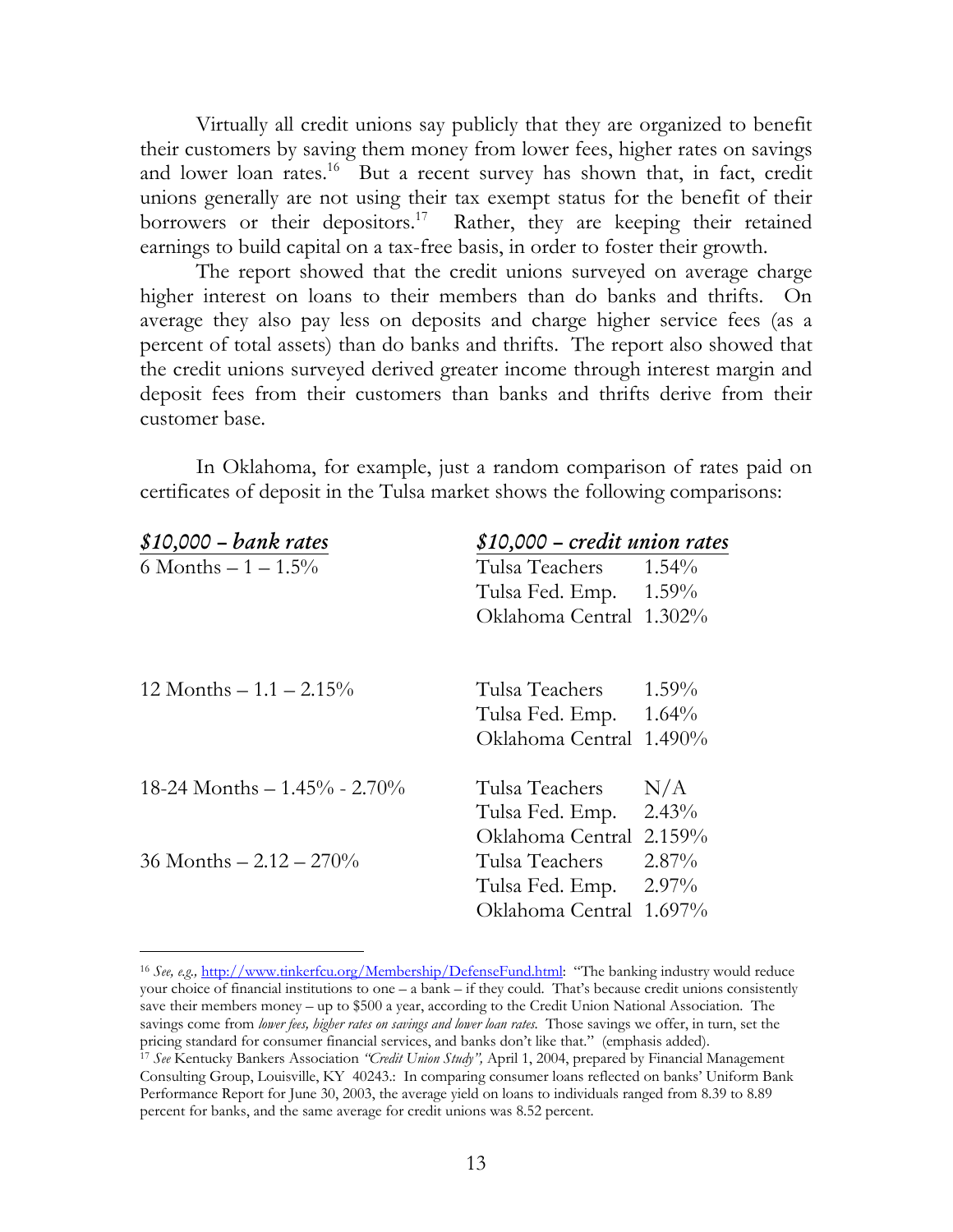Virtually all credit unions say publicly that they are organized to benefit their customers by saving them money from lower fees, higher rates on savings and lower loan rates.[16] But a recent survey has shown that, in fact, credit unions generally are not using their tax exempt status for the benefit of their borrowers or their depositors.[17] Rather, they are keeping their retained earnings to build capital on a tax-free basis, in order to foster their growth.

The report showed that the credit unions surveyed on average charge higher interest on loans to their members than do banks and thrifts. On average they also pay less on deposits and charge higher service fees (as a percent of total assets) than do banks and thrifts. The report also showed that the credit unions surveyed derived greater income through interest margin and deposit fees from their customers than banks and thrifts derive from their customer base.

In Oklahoma, for example, just a random comparison of rates paid on certificates of deposit in the Tulsa market shows the following comparisons:

| *$10,000 – bank rates* | *$10,000 – credit union rates* | |
|---|---|---|
| 6 Months – 1 – 1.5% | Tulsa Teachers | 1.54% |
| | Tulsa Fed. Emp. | 1.59% |
| | Oklahoma Central | 1.302% |
| 12 Months – 1.1 – 2.15% | Tulsa Teachers | 1.59% |
| | Tulsa Fed. Emp. | 1.64% |
| | Oklahoma Central | 1.490% |
| 18-24 Months – 1.45% - 2.70% | Tulsa Teachers | N/A |
| | Tulsa Fed. Emp. | 2.43% |
| | Oklahoma Central | 2.159% |
| 36 Months – 2.12 – 270% | Tulsa Teachers | 2.87% |
| | Tulsa Fed. Emp. | 2.97% |
| | Oklahoma Central | 1.697% |

---

[16] *See, e.g.,* http://www.tinkerfcu.org/Membership/DefenseFund.html: "The banking industry would reduce your choice of financial institutions to one – a bank – if they could. That's because credit unions consistently save their members money – up to $500 a year, according to the Credit Union National Association. The savings come from *lower fees, higher rates on savings and lower loan rates*. Those savings we offer, in turn, set the pricing standard for consumer financial services, and banks don't like that." (emphasis added).

[17] *See* Kentucky Bankers Association *"Credit Union Study",* April 1, 2004, prepared by Financial Management Consulting Group, Louisville, KY 40243.: In comparing consumer loans reflected on banks' Uniform Bank Performance Report for June 30, 2003, the average yield on loans to individuals ranged from 8.39 to 8.89 percent for banks, and the same average for credit unions was 8.52 percent.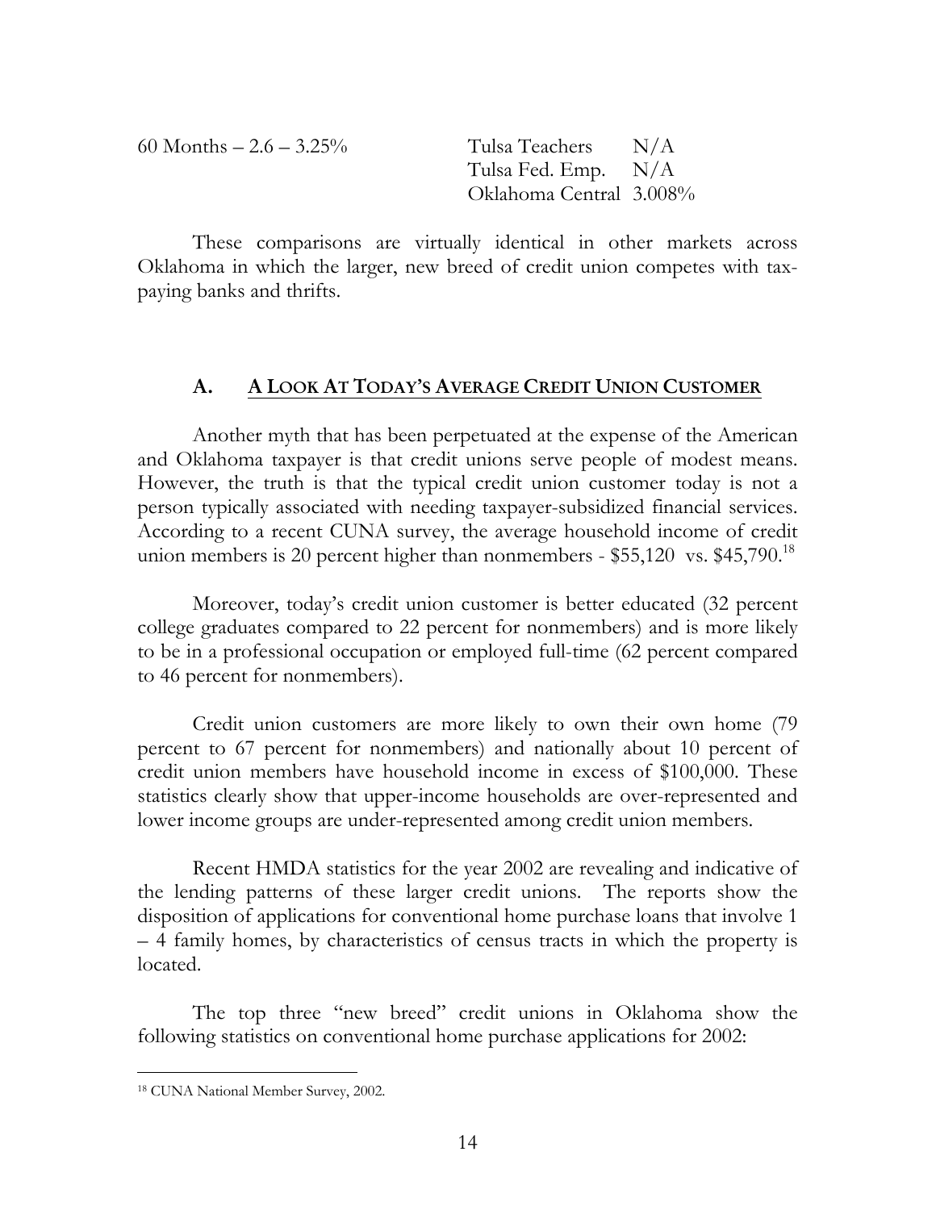| 60 Months – 2.6 – 3.25% | Tulsa Teachers | N/A |
| --- | --- | --- |
| | Tulsa Fed. Emp. | N/A |
| | Oklahoma Central | 3.008% |

These comparisons are virtually identical in other markets across Oklahoma in which the larger, new breed of credit union competes with tax-paying banks and thrifts.

### A. A LOOK AT TODAY'S AVERAGE CREDIT UNION CUSTOMER

Another myth that has been perpetuated at the expense of the American and Oklahoma taxpayer is that credit unions serve people of modest means. However, the truth is that the typical credit union customer today is not a person typically associated with needing taxpayer-subsidized financial services. According to a recent CUNA survey, the average household income of credit union members is 20 percent higher than nonmembers - $55,120 vs. $45,790.[18]

Moreover, today's credit union customer is better educated (32 percent college graduates compared to 22 percent for nonmembers) and is more likely to be in a professional occupation or employed full-time (62 percent compared to 46 percent for nonmembers).

Credit union customers are more likely to own their own home (79 percent to 67 percent for nonmembers) and nationally about 10 percent of credit union members have household income in excess of $100,000. These statistics clearly show that upper-income households are over-represented and lower income groups are under-represented among credit union members.

Recent HMDA statistics for the year 2002 are revealing and indicative of the lending patterns of these larger credit unions. The reports show the disposition of applications for conventional home purchase loans that involve 1 – 4 family homes, by characteristics of census tracts in which the property is located.

The top three "new breed" credit unions in Oklahoma show the following statistics on conventional home purchase applications for 2002:

---

[18] CUNA National Member Survey, 2002.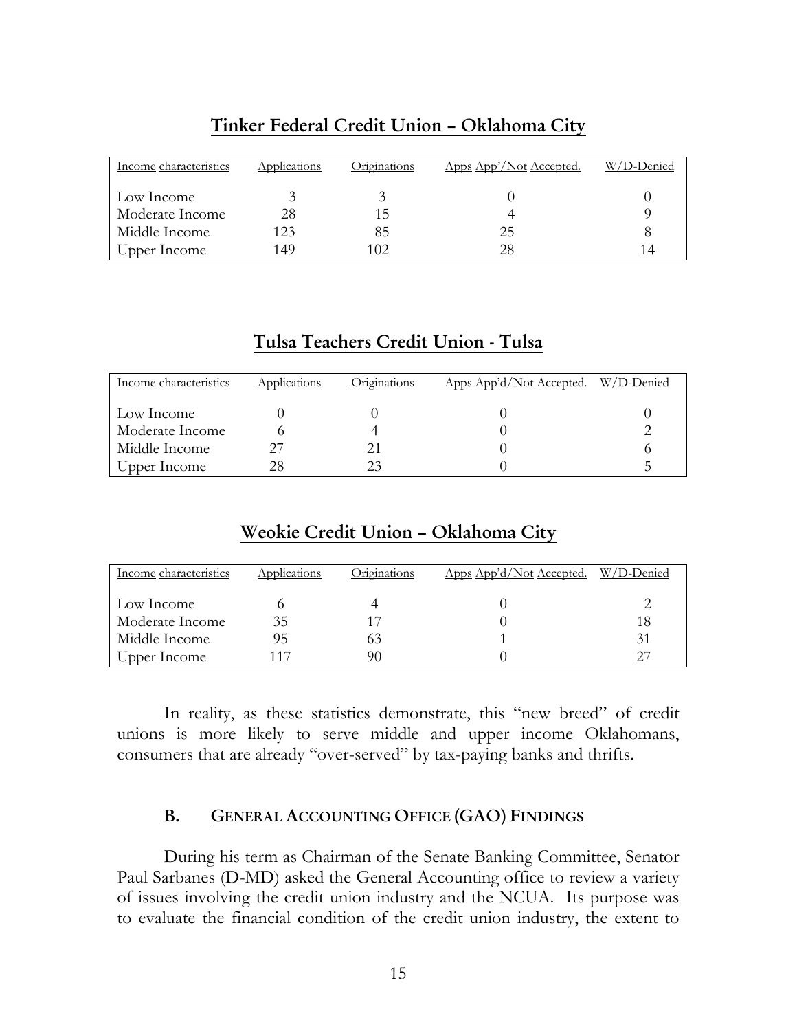## Tinker Federal Credit Union – Oklahoma City

| Income characteristics | Applications | Originations | Apps App'/Not Accepted. | W/D-Denied |
|---|---|---|---|---|
| Low Income | 3 | 3 | 0 | 0 |
| Moderate Income | 28 | 15 | 4 | 9 |
| Middle Income | 123 | 85 | 25 | 8 |
| Upper Income | 149 | 102 | 28 | 14 |

## Tulsa Teachers Credit Union - Tulsa

| Income characteristics | Applications | Originations | Apps App'd/Not Accepted. | W/D-Denied |
|---|---|---|---|---|
| Low Income | 0 | 0 | 0 | 0 |
| Moderate Income | 6 | 4 | 0 | 2 |
| Middle Income | 27 | 21 | 0 | 6 |
| Upper Income | 28 | 23 | 0 | 5 |

## Weokie Credit Union – Oklahoma City

| Income characteristics | Applications | Originations | Apps App'd/Not Accepted. | W/D-Denied |
|---|---|---|---|---|
| Low Income | 6 | 4 | 0 | 2 |
| Moderate Income | 35 | 17 | 0 | 18 |
| Middle Income | 95 | 63 | 1 | 31 |
| Upper Income | 117 | 90 | 0 | 27 |

In reality, as these statistics demonstrate, this "new breed" of credit unions is more likely to serve middle and upper income Oklahomans, consumers that are already "over-served" by tax-paying banks and thrifts.

### B. GENERAL ACCOUNTING OFFICE (GAO) FINDINGS

During his term as Chairman of the Senate Banking Committee, Senator Paul Sarbanes (D-MD) asked the General Accounting office to review a variety of issues involving the credit union industry and the NCUA. Its purpose was to evaluate the financial condition of the credit union industry, the extent to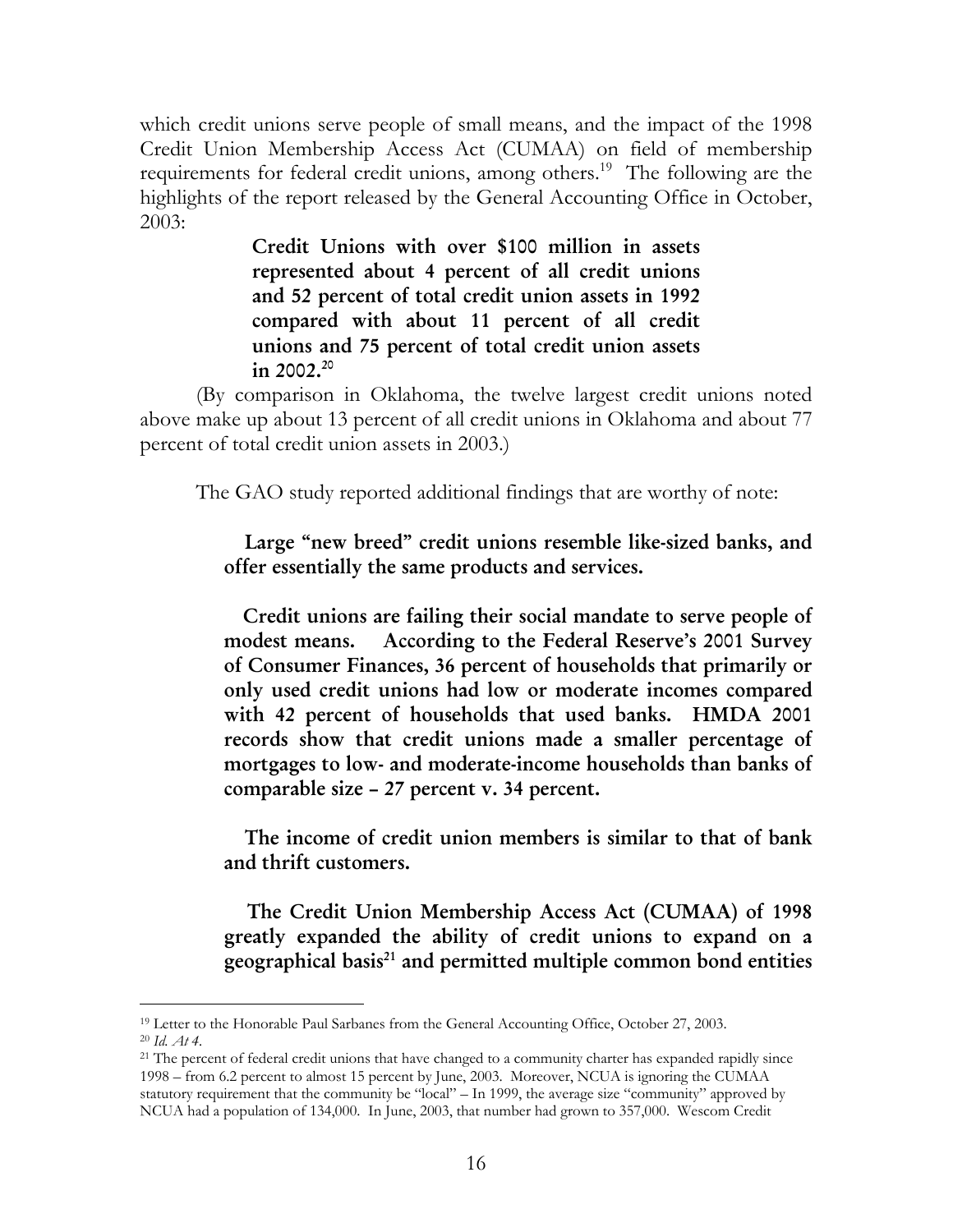which credit unions serve people of small means, and the impact of the 1998 Credit Union Membership Access Act (CUMAA) on field of membership requirements for federal credit unions, among others.[19] The following are the highlights of the report released by the General Accounting Office in October, 2003:

> **Credit Unions with over $100 million in assets represented about 4 percent of all credit unions and 52 percent of total credit union assets in 1992 compared with about 11 percent of all credit unions and 75 percent of total credit union assets in 2002.**[20]

(By comparison in Oklahoma, the twelve largest credit unions noted above make up about 13 percent of all credit unions in Oklahoma and about 77 percent of total credit union assets in 2003.)

The GAO study reported additional findings that are worthy of note:

> **Large "new breed" credit unions resemble like-sized banks, and offer essentially the same products and services.**
>
> **Credit unions are failing their social mandate to serve people of modest means. According to the Federal Reserve's 2001 Survey of Consumer Finances, 36 percent of households that primarily or only used credit unions had low or moderate incomes compared with 42 percent of households that used banks. HMDA 2001 records show that credit unions made a smaller percentage of mortgages to low- and moderate-income households than banks of comparable size – 27 percent v. 34 percent.**
>
> **The income of credit union members is similar to that of bank and thrift customers.**
>
> **The Credit Union Membership Access Act (CUMAA) of 1998 greatly expanded the ability of credit unions to expand on a geographical basis**[21] **and permitted multiple common bond entities**

---

[19] Letter to the Honorable Paul Sarbanes from the General Accounting Office, October 27, 2003.

[20] *Id. At 4*.

[21] The percent of federal credit unions that have changed to a community charter has expanded rapidly since 1998 – from 6.2 percent to almost 15 percent by June, 2003. Moreover, NCUA is ignoring the CUMAA statutory requirement that the community be "local" – In 1999, the average size "community" approved by NCUA had a population of 134,000. In June, 2003, that number had grown to 357,000. Wescom Credit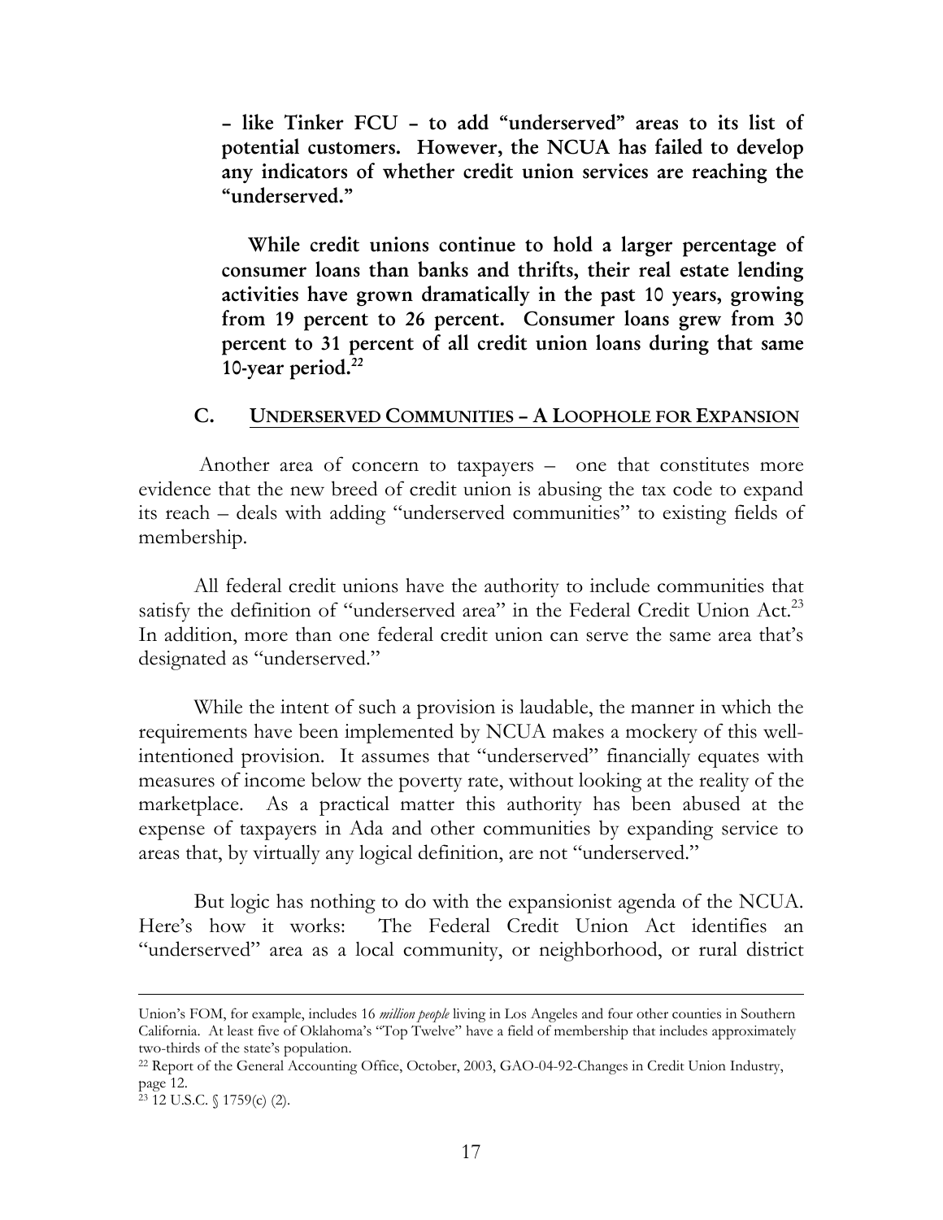**– like Tinker FCU – to add "underserved" areas to its list of potential customers. However, the NCUA has failed to develop any indicators of whether credit union services are reaching the "underserved."**

**While credit unions continue to hold a larger percentage of consumer loans than banks and thrifts, their real estate lending activities have grown dramatically in the past 10 years, growing from 19 percent to 26 percent. Consumer loans grew from 30 percent to 31 percent of all credit union loans during that same 10-year period.[22]**

## C. Underserved Communities – A Loophole for Expansion

Another area of concern to taxpayers – one that constitutes more evidence that the new breed of credit union is abusing the tax code to expand its reach – deals with adding "underserved communities" to existing fields of membership.

All federal credit unions have the authority to include communities that satisfy the definition of "underserved area" in the Federal Credit Union Act.[23] In addition, more than one federal credit union can serve the same area that's designated as "underserved."

While the intent of such a provision is laudable, the manner in which the requirements have been implemented by NCUA makes a mockery of this well-intentioned provision. It assumes that "underserved" financially equates with measures of income below the poverty rate, without looking at the reality of the marketplace. As a practical matter this authority has been abused at the expense of taxpayers in Ada and other communities by expanding service to areas that, by virtually any logical definition, are not "underserved."

But logic has nothing to do with the expansionist agenda of the NCUA. Here's how it works: The Federal Credit Union Act identifies an "underserved" area as a local community, or neighborhood, or rural district

---

Union's FOM, for example, includes 16 *million people* living in Los Angeles and four other counties in Southern California. At least five of Oklahoma's "Top Twelve" have a field of membership that includes approximately two-thirds of the state's population.

[22] Report of the General Accounting Office, October, 2003, GAO-04-92-Changes in Credit Union Industry, page 12.

[23] 12 U.S.C. § 1759(c) (2).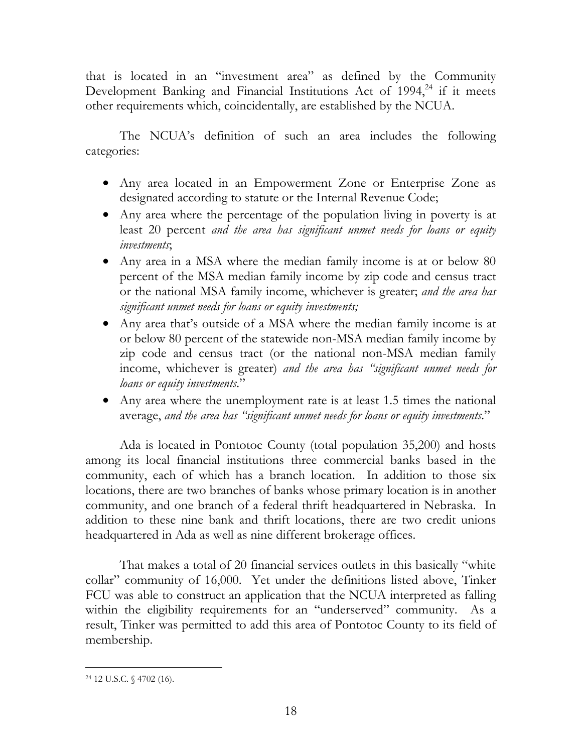that is located in an "investment area" as defined by the Community Development Banking and Financial Institutions Act of 1994,[24] if it meets other requirements which, coincidentally, are established by the NCUA.

The NCUA's definition of such an area includes the following categories:

- Any area located in an Empowerment Zone or Enterprise Zone as designated according to statute or the Internal Revenue Code;
- Any area where the percentage of the population living in poverty is at least 20 percent *and the area has significant unmet needs for loans or equity investments*;
- Any area in a MSA where the median family income is at or below 80 percent of the MSA median family income by zip code and census tract or the national MSA family income, whichever is greater; *and the area has significant unmet needs for loans or equity investments;*
- Any area that's outside of a MSA where the median family income is at or below 80 percent of the statewide non-MSA median family income by zip code and census tract (or the national non-MSA median family income, whichever is greater) *and the area has "significant unmet needs for loans or equity investments*."
- Any area where the unemployment rate is at least 1.5 times the national average, *and the area has "significant unmet needs for loans or equity investments*."

Ada is located in Pontotoc County (total population 35,200) and hosts among its local financial institutions three commercial banks based in the community, each of which has a branch location. In addition to those six locations, there are two branches of banks whose primary location is in another community, and one branch of a federal thrift headquartered in Nebraska. In addition to these nine bank and thrift locations, there are two credit unions headquartered in Ada as well as nine different brokerage offices.

That makes a total of 20 financial services outlets in this basically "white collar" community of 16,000. Yet under the definitions listed above, Tinker FCU was able to construct an application that the NCUA interpreted as falling within the eligibility requirements for an "underserved" community. As a result, Tinker was permitted to add this area of Pontotoc County to its field of membership.

---

[24] 12 U.S.C. § 4702 (16).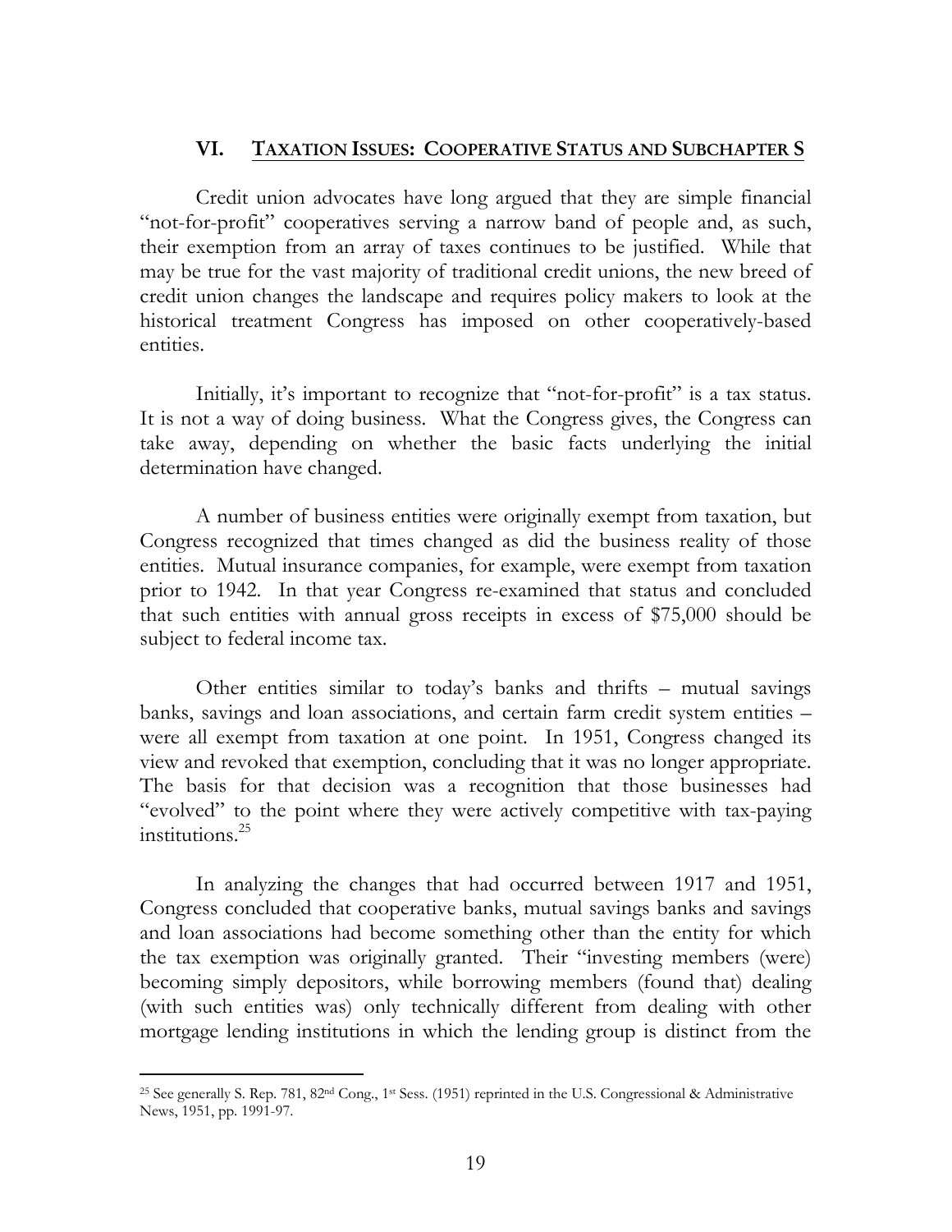## VI. TAXATION ISSUES: COOPERATIVE STATUS AND SUBCHAPTER S

Credit union advocates have long argued that they are simple financial "not-for-profit" cooperatives serving a narrow band of people and, as such, their exemption from an array of taxes continues to be justified. While that may be true for the vast majority of traditional credit unions, the new breed of credit union changes the landscape and requires policy makers to look at the historical treatment Congress has imposed on other cooperatively-based entities.

Initially, it's important to recognize that "not-for-profit" is a tax status. It is not a way of doing business. What the Congress gives, the Congress can take away, depending on whether the basic facts underlying the initial determination have changed.

A number of business entities were originally exempt from taxation, but Congress recognized that times changed as did the business reality of those entities. Mutual insurance companies, for example, were exempt from taxation prior to 1942. In that year Congress re-examined that status and concluded that such entities with annual gross receipts in excess of $75,000 should be subject to federal income tax.

Other entities similar to today's banks and thrifts – mutual savings banks, savings and loan associations, and certain farm credit system entities – were all exempt from taxation at one point. In 1951, Congress changed its view and revoked that exemption, concluding that it was no longer appropriate. The basis for that decision was a recognition that those businesses had "evolved" to the point where they were actively competitive with tax-paying institutions.[25]

In analyzing the changes that had occurred between 1917 and 1951, Congress concluded that cooperative banks, mutual savings banks and savings and loan associations had become something other than the entity for which the tax exemption was originally granted. Their "investing members (were) becoming simply depositors, while borrowing members (found that) dealing (with such entities was) only technically different from dealing with other mortgage lending institutions in which the lending group is distinct from the

---

[25] See generally S. Rep. 781, 82nd Cong., 1st Sess. (1951) reprinted in the U.S. Congressional & Administrative News, 1951, pp. 1991-97.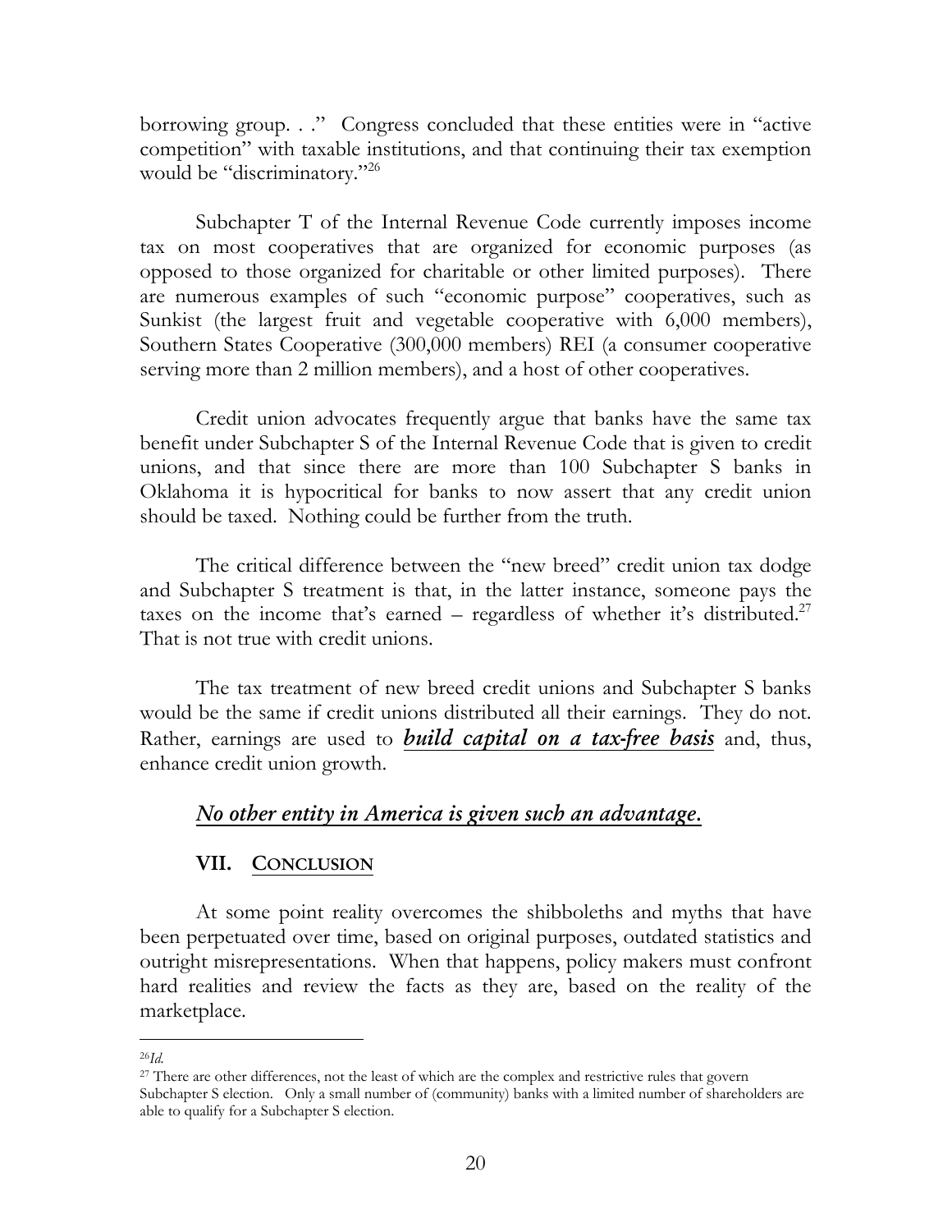borrowing group. . ." Congress concluded that these entities were in "active competition" with taxable institutions, and that continuing their tax exemption would be "discriminatory."[26]

Subchapter T of the Internal Revenue Code currently imposes income tax on most cooperatives that are organized for economic purposes (as opposed to those organized for charitable or other limited purposes). There are numerous examples of such "economic purpose" cooperatives, such as Sunkist (the largest fruit and vegetable cooperative with 6,000 members), Southern States Cooperative (300,000 members) REI (a consumer cooperative serving more than 2 million members), and a host of other cooperatives.

Credit union advocates frequently argue that banks have the same tax benefit under Subchapter S of the Internal Revenue Code that is given to credit unions, and that since there are more than 100 Subchapter S banks in Oklahoma it is hypocritical for banks to now assert that any credit union should be taxed. Nothing could be further from the truth.

The critical difference between the "new breed" credit union tax dodge and Subchapter S treatment is that, in the latter instance, someone pays the taxes on the income that's earned – regardless of whether it's distributed.[27] That is not true with credit unions.

The tax treatment of new breed credit unions and Subchapter S banks would be the same if credit unions distributed all their earnings. They do not. Rather, earnings are used to ***build capital on a tax-free basis*** and, thus, enhance credit union growth.

*No other entity in America is given such an advantage.*

## VII. CONCLUSION

At some point reality overcomes the shibboleths and myths that have been perpetuated over time, based on original purposes, outdated statistics and outright misrepresentations. When that happens, policy makers must confront hard realities and review the facts as they are, based on the reality of the marketplace.

---

[26] *Id.*

[27] There are other differences, not the least of which are the complex and restrictive rules that govern Subchapter S election. Only a small number of (community) banks with a limited number of shareholders are able to qualify for a Subchapter S election.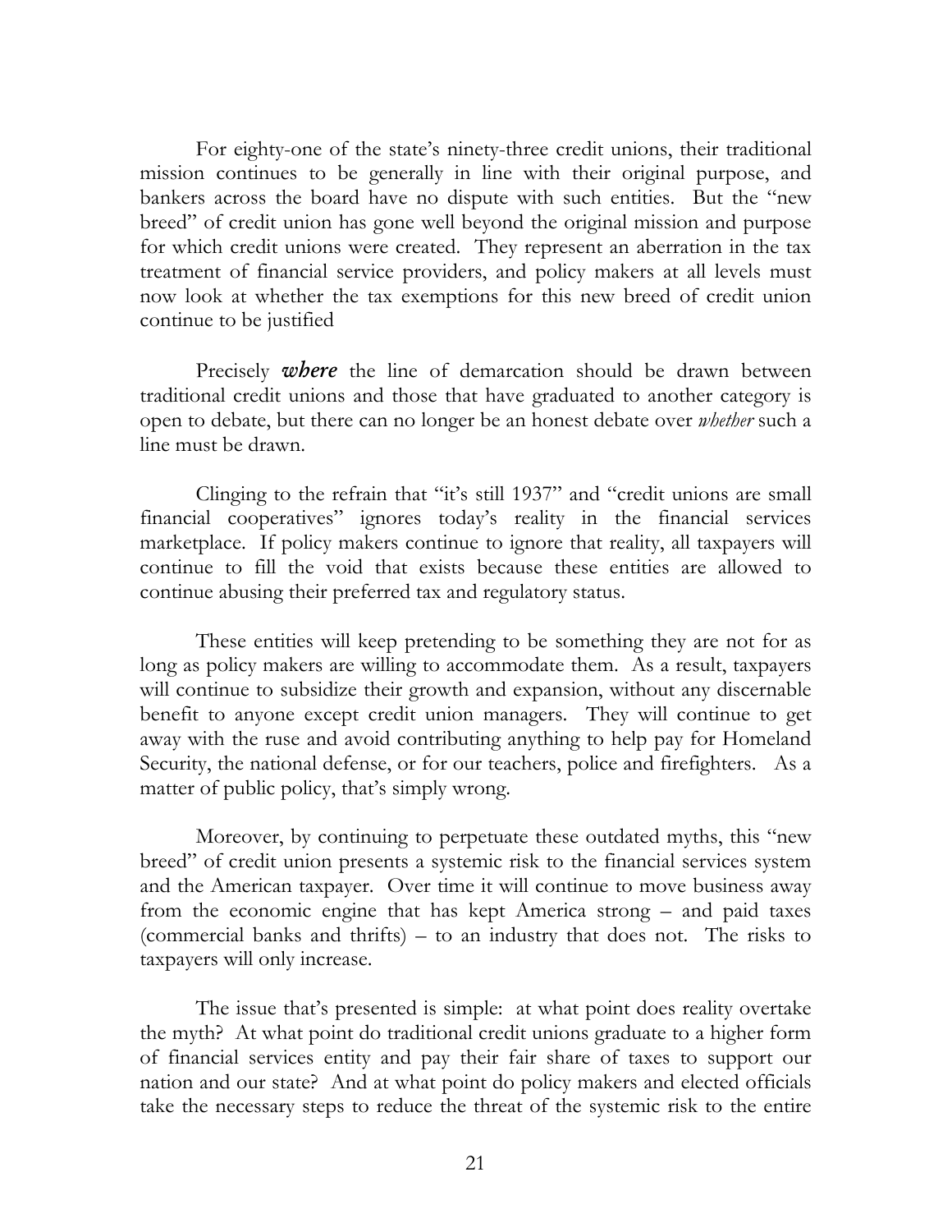For eighty-one of the state's ninety-three credit unions, their traditional mission continues to be generally in line with their original purpose, and bankers across the board have no dispute with such entities. But the "new breed" of credit union has gone well beyond the original mission and purpose for which credit unions were created. They represent an aberration in the tax treatment of financial service providers, and policy makers at all levels must now look at whether the tax exemptions for this new breed of credit union continue to be justified

Precisely ***where*** the line of demarcation should be drawn between traditional credit unions and those that have graduated to another category is open to debate, but there can no longer be an honest debate over *whether* such a line must be drawn.

Clinging to the refrain that "it's still 1937" and "credit unions are small financial cooperatives" ignores today's reality in the financial services marketplace. If policy makers continue to ignore that reality, all taxpayers will continue to fill the void that exists because these entities are allowed to continue abusing their preferred tax and regulatory status.

These entities will keep pretending to be something they are not for as long as policy makers are willing to accommodate them. As a result, taxpayers will continue to subsidize their growth and expansion, without any discernable benefit to anyone except credit union managers. They will continue to get away with the ruse and avoid contributing anything to help pay for Homeland Security, the national defense, or for our teachers, police and firefighters. As a matter of public policy, that's simply wrong.

Moreover, by continuing to perpetuate these outdated myths, this "new breed" of credit union presents a systemic risk to the financial services system and the American taxpayer. Over time it will continue to move business away from the economic engine that has kept America strong – and paid taxes (commercial banks and thrifts) – to an industry that does not. The risks to taxpayers will only increase.

The issue that's presented is simple: at what point does reality overtake the myth? At what point do traditional credit unions graduate to a higher form of financial services entity and pay their fair share of taxes to support our nation and our state? And at what point do policy makers and elected officials take the necessary steps to reduce the threat of the systemic risk to the entire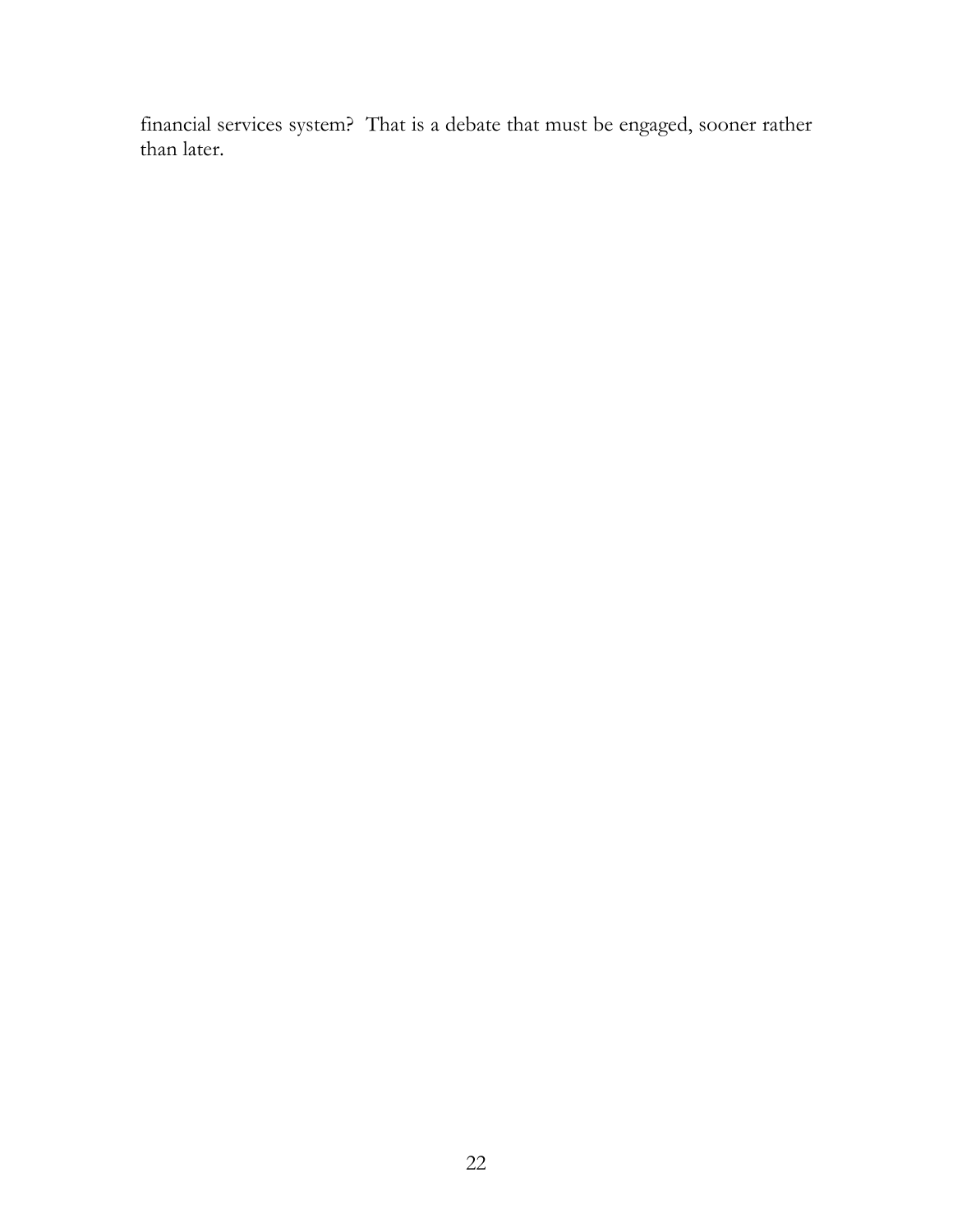financial services system? That is a debate that must be engaged, sooner rather than later.